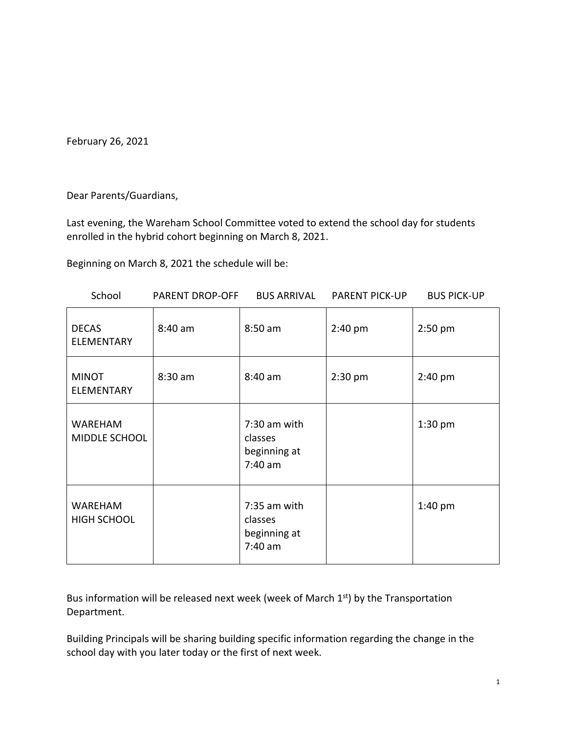February 26, 2021

Dear Parents/Guardians,

Last evening, the Wareham School Committee voted to extend the school day for students enrolled in the hybrid cohort beginning on March 8, 2021.

Beginning on March 8, 2021 the schedule will be:

| School | PARENT DROP-OFF | BUS ARRIVAL | PARENT PICK-UP | BUS PICK-UP |
|---|---|---|---|---|
| DECAS ELEMENTARY | 8:40 am | 8:50 am | 2:40 pm | 2:50 pm |
| MINOT ELEMENTARY | 8:30 am | 8:40 am | 2:30 pm | 2:40 pm |
| WAREHAM MIDDLE SCHOOL | | 7:30 am with classes beginning at 7:40 am | | 1:30 pm |
| WAREHAM HIGH SCHOOL | | 7:35 am with classes beginning at 7:40 am | | 1:40 pm |

Bus information will be released next week (week of March 1st) by the Transportation Department.

Building Principals will be sharing building specific information regarding the change in the school day with you later today or the first of next week.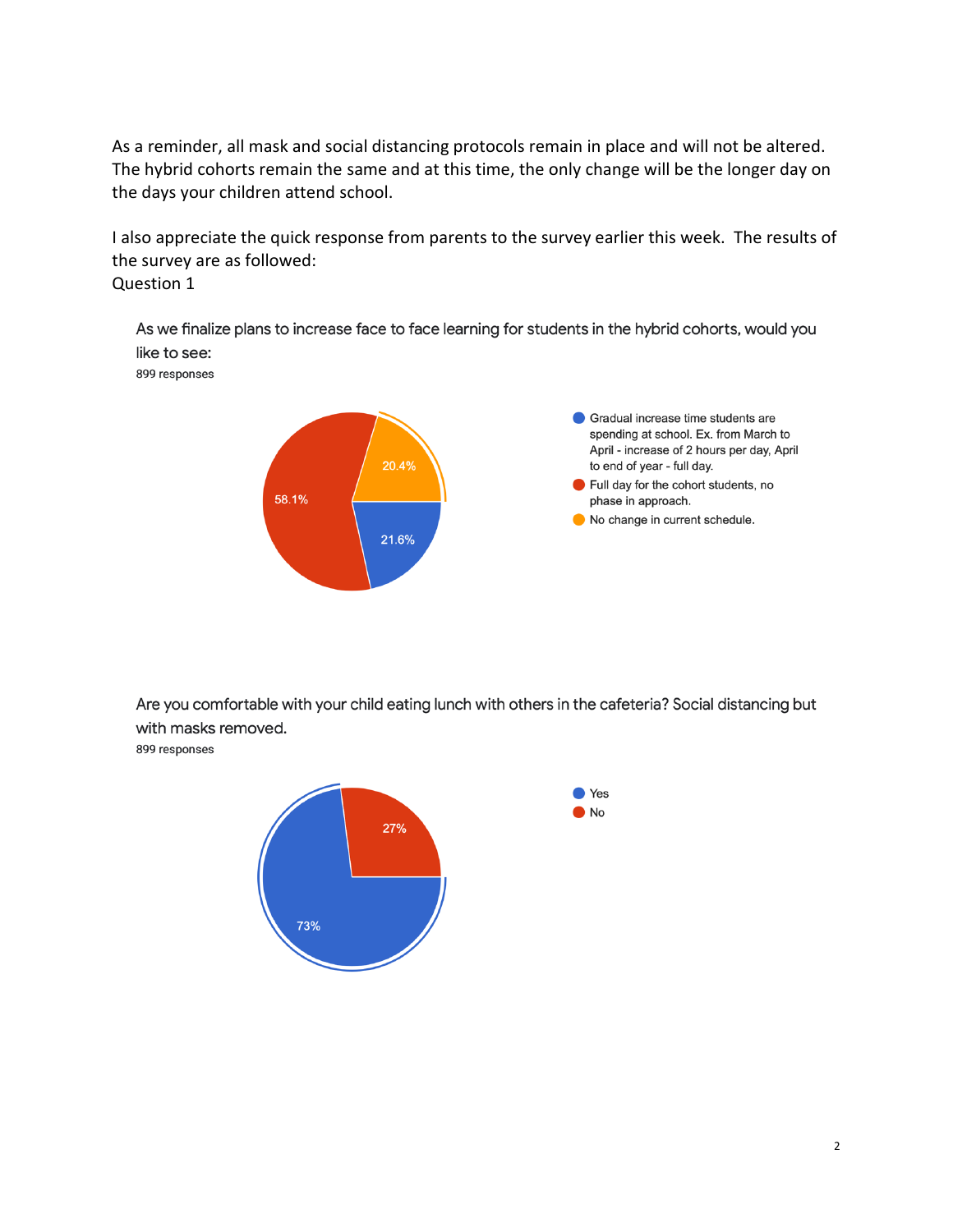As a reminder, all mask and social distancing protocols remain in place and will not be altered. The hybrid cohorts remain the same and at this time, the only change will be the longer day on the days your children attend school.

I also appreciate the quick response from parents to the survey earlier this week. The results of the survey are as followed:

Question 1

As we finalize plans to increase face to face learning for students in the hybrid cohorts, would you like to see:

899 responses

| Response | Percentage |
| --- | --- |
| Gradual increase time students are spending at school. Ex. from March to April - increase of 2 hours per day, April to end of year - full day. | 21.6% |
| Full day for the cohort students, no phase in approach. | 58.1% |
| No change in current schedule. | 20.4% |

Are you comfortable with your child eating lunch with others in the cafeteria? Social distancing but with masks removed.

899 responses

| Response | Percentage |
| --- | --- |
| Yes | 73% |
| No | 27% |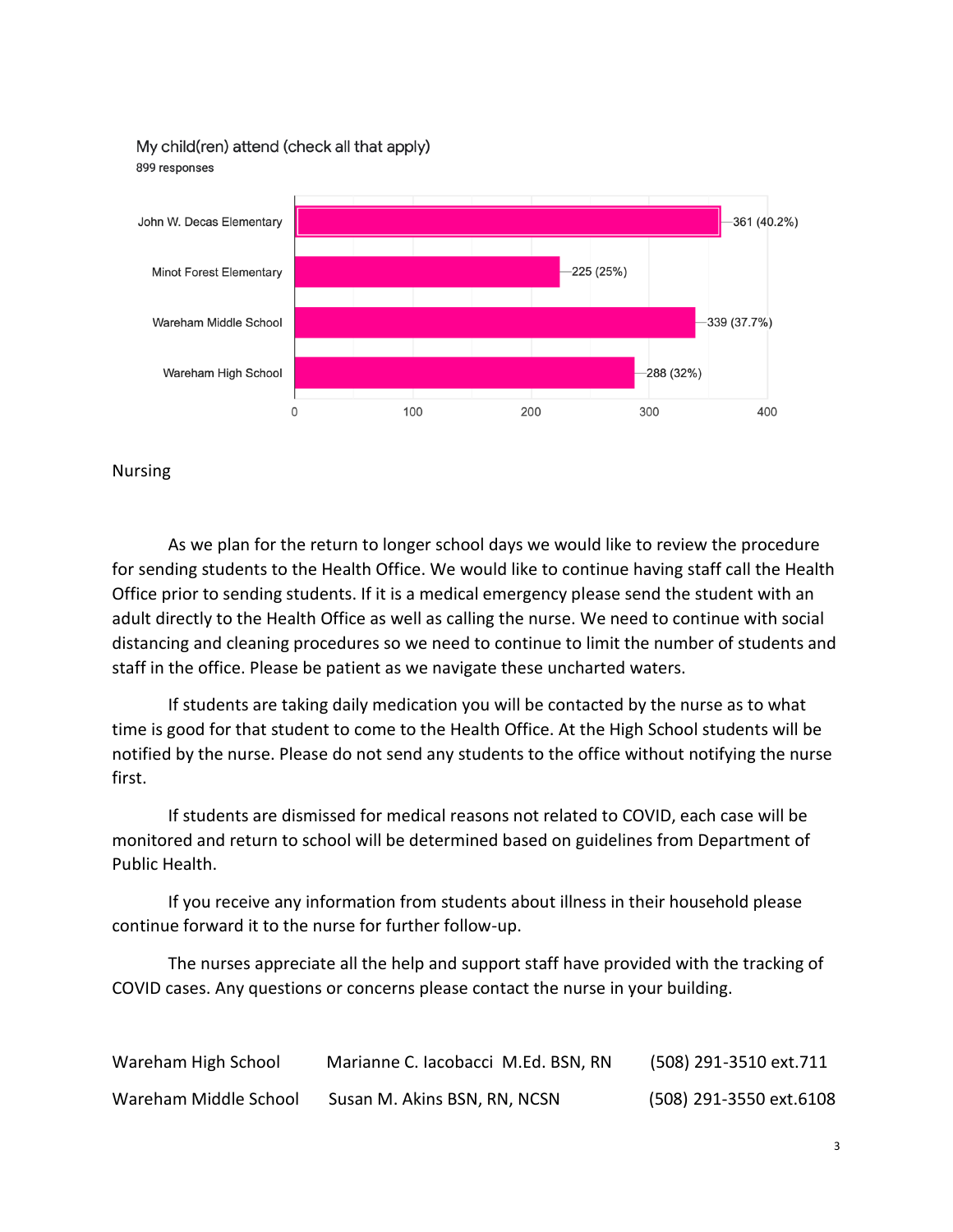My child(ren) attend (check all that apply)

899 responses

| School | Responses |
|---|---|
| John W. Decas Elementary | 361 (40.2%) |
| Minot Forest Elementary | 225 (25%) |
| Wareham Middle School | 339 (37.7%) |
| Wareham High School | 288 (32%) |

Nursing

As we plan for the return to longer school days we would like to review the procedure for sending students to the Health Office. We would like to continue having staff call the Health Office prior to sending students. If it is a medical emergency please send the student with an adult directly to the Health Office as well as calling the nurse. We need to continue with social distancing and cleaning procedures so we need to continue to limit the number of students and staff in the office. Please be patient as we navigate these uncharted waters.

If students are taking daily medication you will be contacted by the nurse as to what time is good for that student to come to the Health Office. At the High School students will be notified by the nurse. Please do not send any students to the office without notifying the nurse first.

If students are dismissed for medical reasons not related to COVID, each case will be monitored and return to school will be determined based on guidelines from Department of Public Health.

If you receive any information from students about illness in their household please continue forward it to the nurse for further follow-up.

The nurses appreciate all the help and support staff have provided with the tracking of COVID cases. Any questions or concerns please contact the nurse in your building.

| | | |
|---|---|---|
| Wareham High School | Marianne C. Iacobacci M.Ed. BSN, RN | (508) 291-3510 ext.711 |
| Wareham Middle School | Susan M. Akins BSN, RN, NCSN | (508) 291-3550 ext.6108 |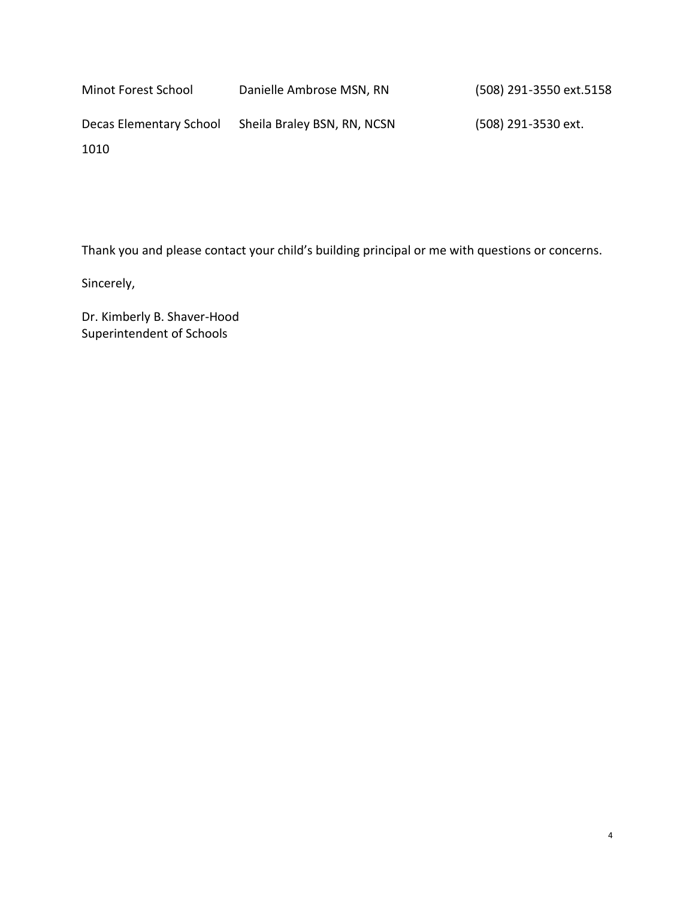| | | |
|---|---|---|
| Minot Forest School | Danielle Ambrose MSN, RN | (508) 291-3550 ext.5158 |
| Decas Elementary School | Sheila Braley BSN, RN, NCSN | (508) 291-3530 ext. 1010 |

Thank you and please contact your child's building principal or me with questions or concerns.

Sincerely,

Dr. Kimberly B. Shaver-Hood
Superintendent of Schools